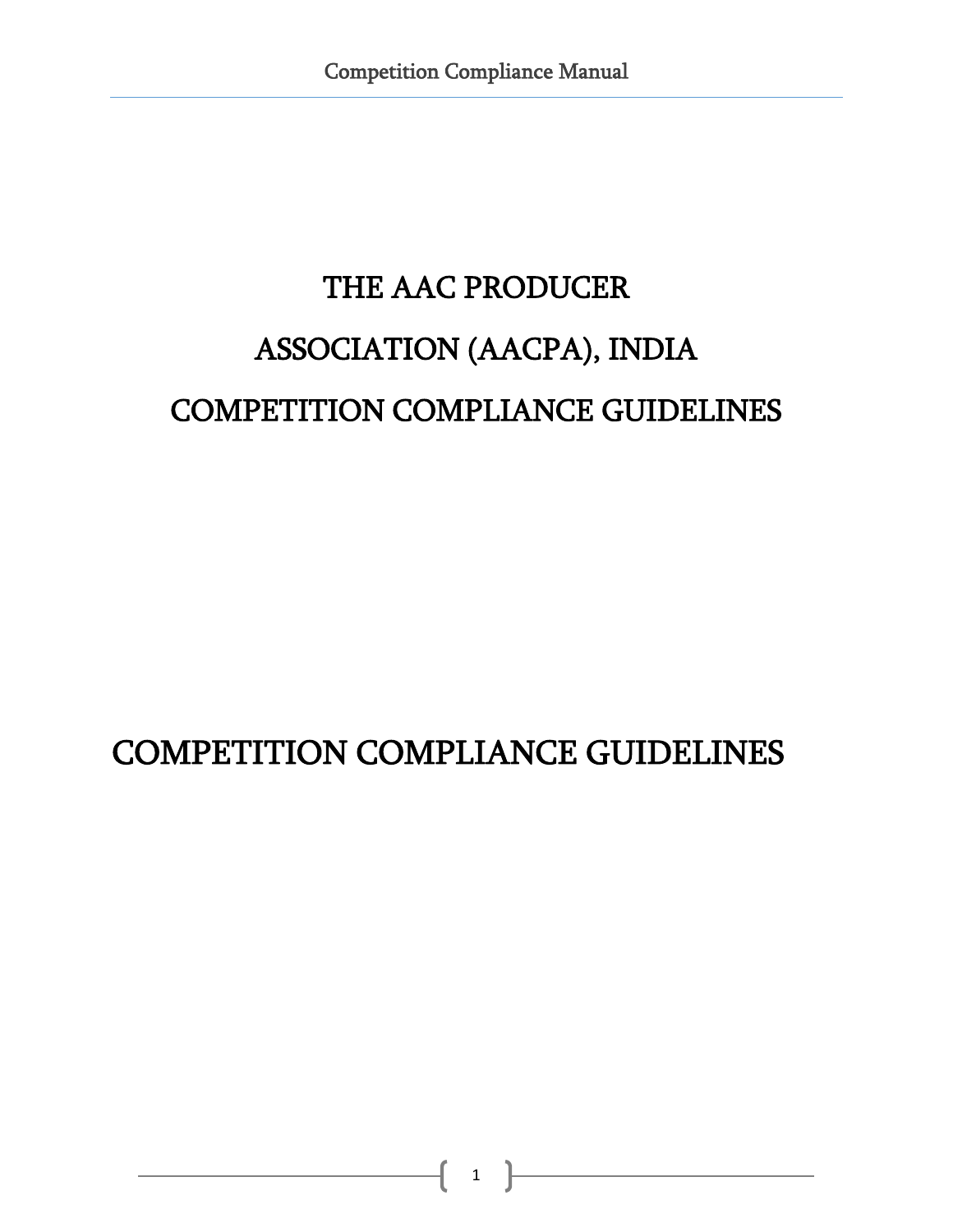# THE AAC PRODUCER

# ASSOCIATION (AACPA), INDIA

# COMPETITION COMPLIANCE GUIDELINES

# COMPETITION COMPLIANCE GUIDELINES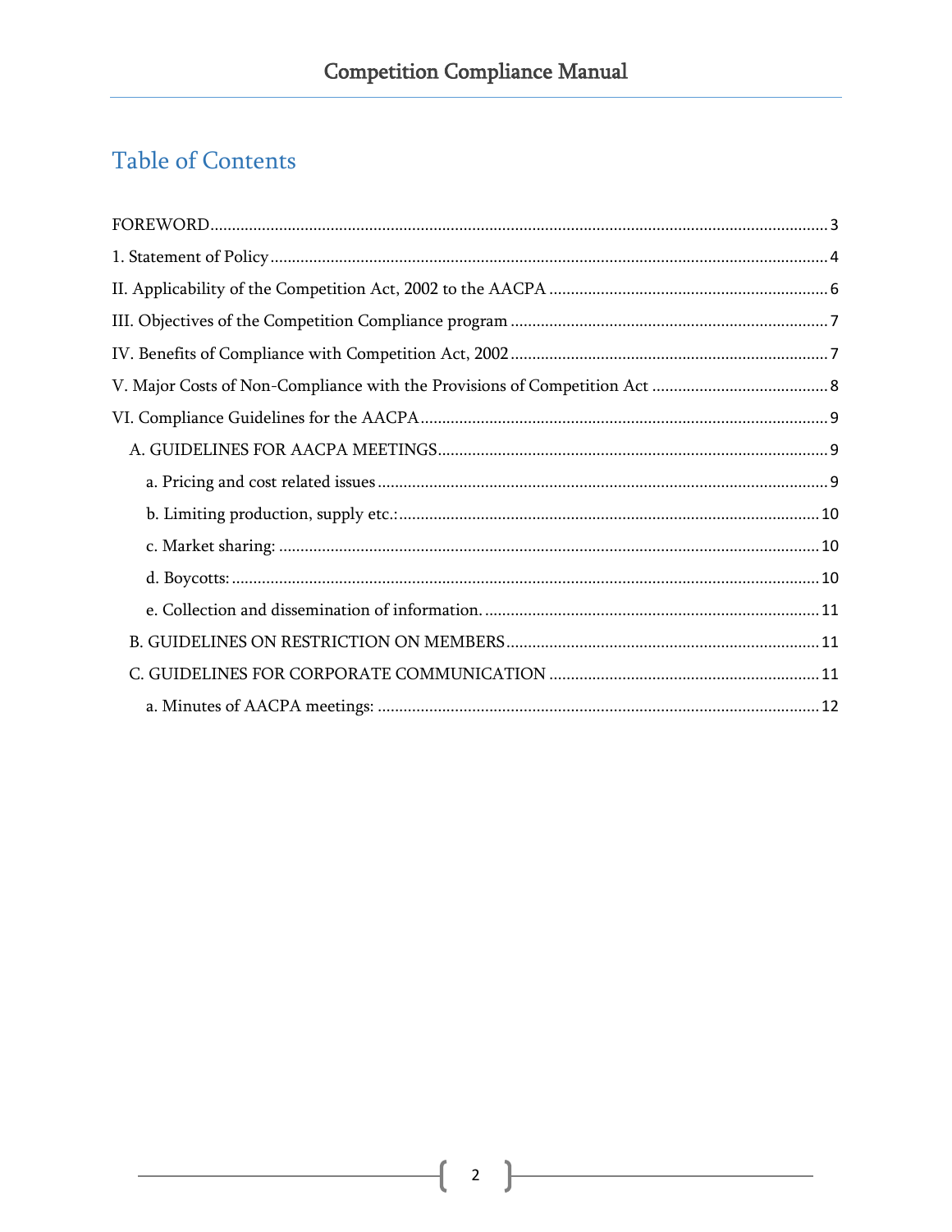# Table of Contents

FOREWORD ..... 3

1. Statement of Policy ..... 4

II. Applicability of the Competition Act, 2002 to the AACPA ..... 6

III. Objectives of the Competition Compliance program ..... 7

IV. Benefits of Compliance with Competition Act, 2002 ..... 7

V. Major Costs of Non-Compliance with the Provisions of Competition Act ..... 8

VI. Compliance Guidelines for the AACPA ..... 9

- A. GUIDELINES FOR AACPA MEETINGS ..... 9
  - a. Pricing and cost related issues ..... 9
  - b. Limiting production, supply etc.: ..... 10
  - c. Market sharing: ..... 10
  - d. Boycotts: ..... 10
  - e. Collection and dissemination of information. ..... 11
- B. GUIDELINES ON RESTRICTION ON MEMBERS ..... 11
- C. GUIDELINES FOR CORPORATE COMMUNICATION ..... 11
  - a. Minutes of AACPA meetings: ..... 12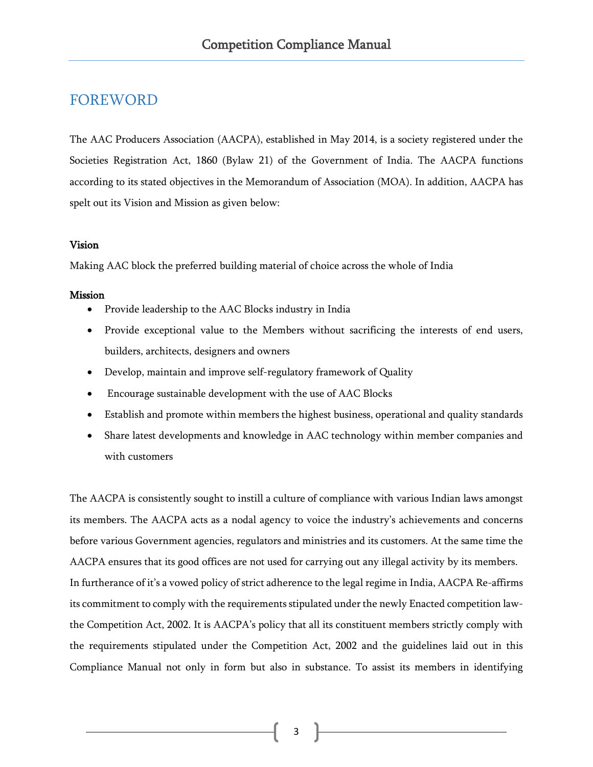# FOREWORD

The AAC Producers Association (AACPA), established in May 2014, is a society registered under the Societies Registration Act, 1860 (Bylaw 21) of the Government of India. The AACPA functions according to its stated objectives in the Memorandum of Association (MOA). In addition, AACPA has spelt out its Vision and Mission as given below:

**Vision**

Making AAC block the preferred building material of choice across the whole of India

**Mission**

- Provide leadership to the AAC Blocks industry in India
- Provide exceptional value to the Members without sacrificing the interests of end users, builders, architects, designers and owners
- Develop, maintain and improve self-regulatory framework of Quality
- Encourage sustainable development with the use of AAC Blocks
- Establish and promote within members the highest business, operational and quality standards
- Share latest developments and knowledge in AAC technology within member companies and with customers

The AACPA is consistently sought to instill a culture of compliance with various Indian laws amongst its members. The AACPA acts as a nodal agency to voice the industry's achievements and concerns before various Government agencies, regulators and ministries and its customers. At the same time the AACPA ensures that its good offices are not used for carrying out any illegal activity by its members. In furtherance of it's a vowed policy of strict adherence to the legal regime in India, AACPA Re-affirms its commitment to comply with the requirements stipulated under the newly Enacted competition law-the Competition Act, 2002. It is AACPA's policy that all its constituent members strictly comply with the requirements stipulated under the Competition Act, 2002 and the guidelines laid out in this Compliance Manual not only in form but also in substance. To assist its members in identifying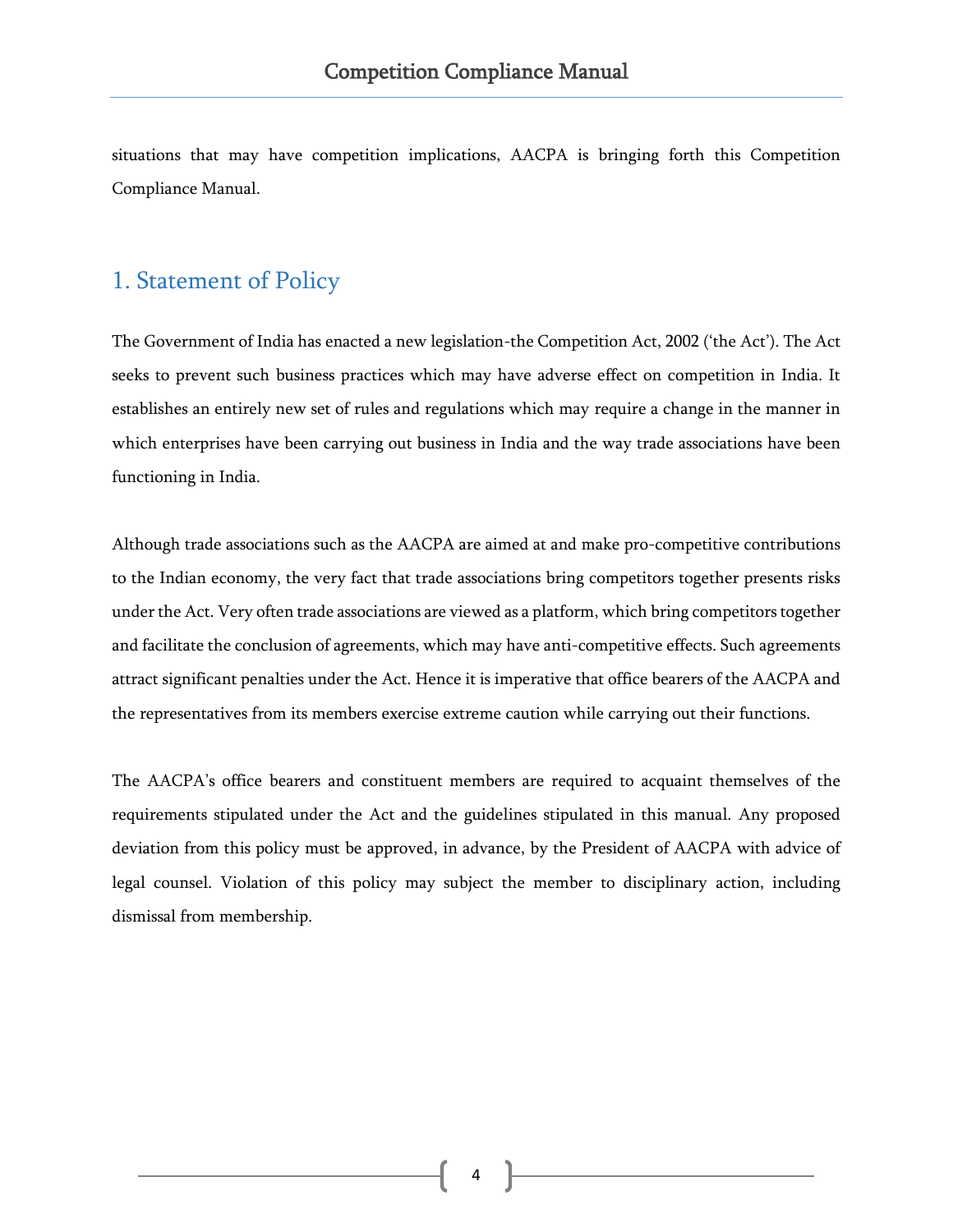situations that may have competition implications, AACPA is bringing forth this Competition Compliance Manual.

## 1. Statement of Policy

The Government of India has enacted a new legislation-the Competition Act, 2002 ('the Act'). The Act seeks to prevent such business practices which may have adverse effect on competition in India. It establishes an entirely new set of rules and regulations which may require a change in the manner in which enterprises have been carrying out business in India and the way trade associations have been functioning in India.

Although trade associations such as the AACPA are aimed at and make pro-competitive contributions to the Indian economy, the very fact that trade associations bring competitors together presents risks under the Act. Very often trade associations are viewed as a platform, which bring competitors together and facilitate the conclusion of agreements, which may have anti-competitive effects. Such agreements attract significant penalties under the Act. Hence it is imperative that office bearers of the AACPA and the representatives from its members exercise extreme caution while carrying out their functions.

The AACPA's office bearers and constituent members are required to acquaint themselves of the requirements stipulated under the Act and the guidelines stipulated in this manual. Any proposed deviation from this policy must be approved, in advance, by the President of AACPA with advice of legal counsel. Violation of this policy may subject the member to disciplinary action, including dismissal from membership.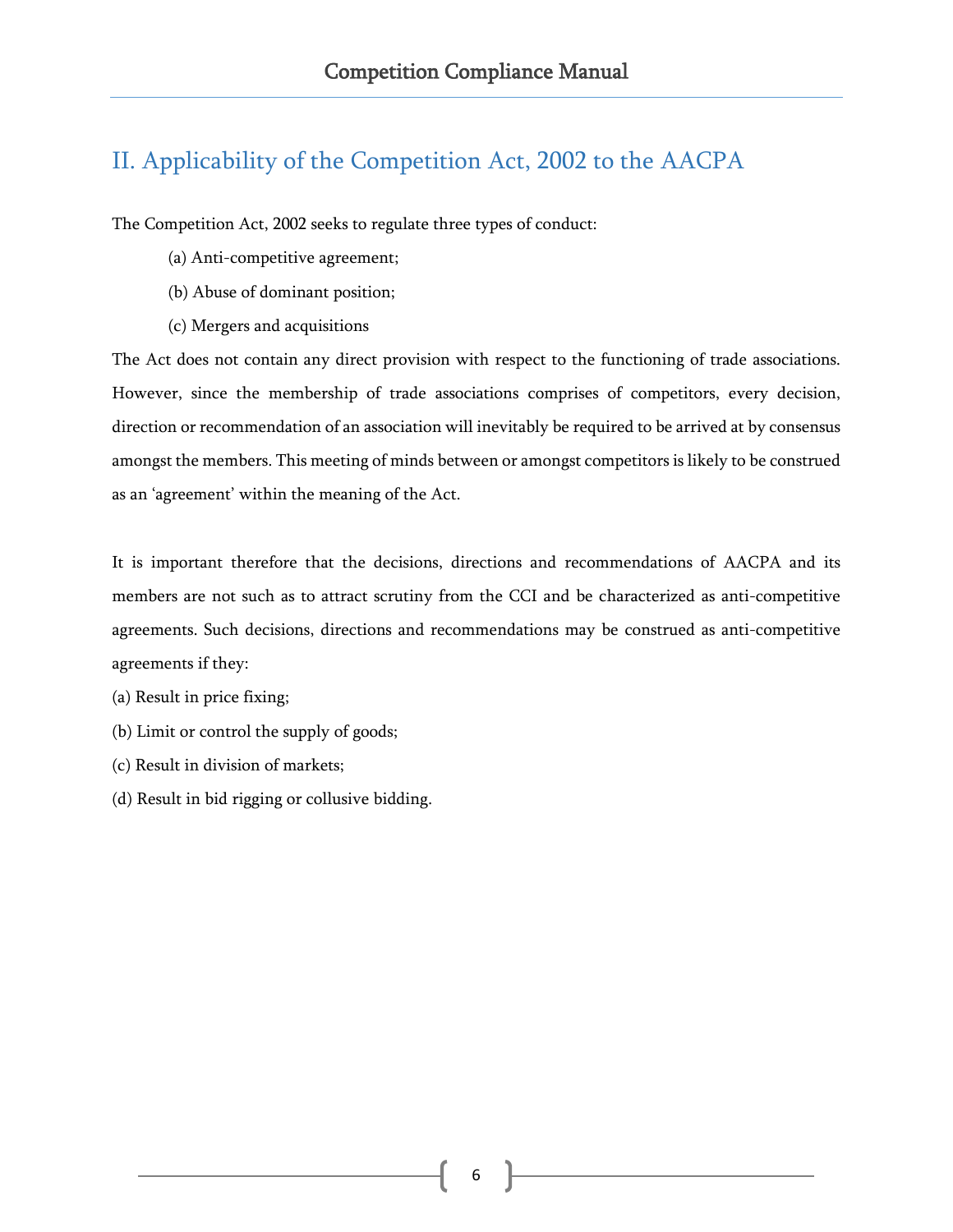## II. Applicability of the Competition Act, 2002 to the AACPA

The Competition Act, 2002 seeks to regulate three types of conduct:

(a) Anti-competitive agreement;

(b) Abuse of dominant position;

(c) Mergers and acquisitions

The Act does not contain any direct provision with respect to the functioning of trade associations. However, since the membership of trade associations comprises of competitors, every decision, direction or recommendation of an association will inevitably be required to be arrived at by consensus amongst the members. This meeting of minds between or amongst competitors is likely to be construed as an 'agreement' within the meaning of the Act.

It is important therefore that the decisions, directions and recommendations of AACPA and its members are not such as to attract scrutiny from the CCI and be characterized as anti-competitive agreements. Such decisions, directions and recommendations may be construed as anti-competitive agreements if they:

(a) Result in price fixing;

(b) Limit or control the supply of goods;

(c) Result in division of markets;

(d) Result in bid rigging or collusive bidding.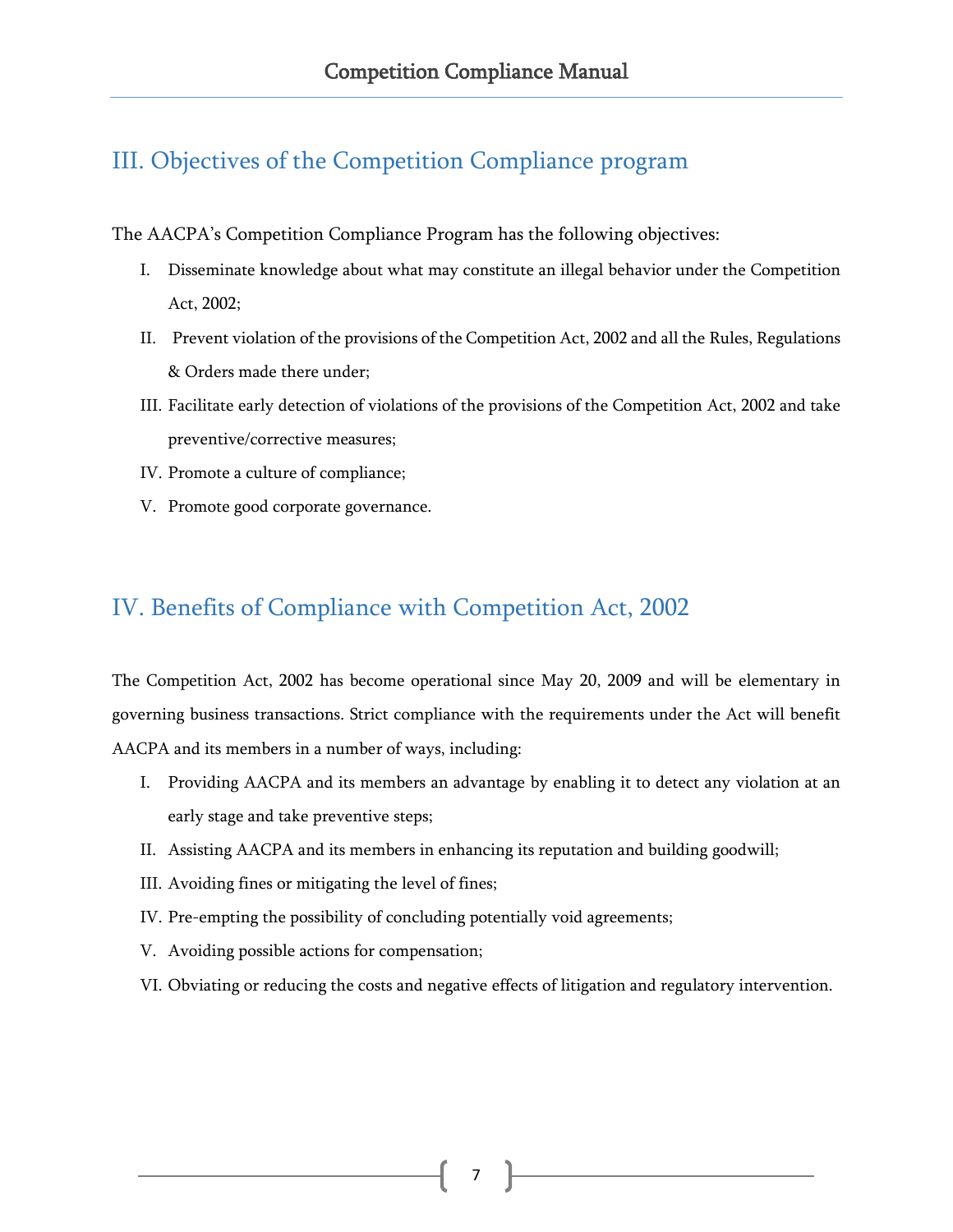## III. Objectives of the Competition Compliance program

The AACPA's Competition Compliance Program has the following objectives:

I. Disseminate knowledge about what may constitute an illegal behavior under the Competition Act, 2002;

II. Prevent violation of the provisions of the Competition Act, 2002 and all the Rules, Regulations & Orders made there under;

III. Facilitate early detection of violations of the provisions of the Competition Act, 2002 and take preventive/corrective measures;

IV. Promote a culture of compliance;

V. Promote good corporate governance.

## IV. Benefits of Compliance with Competition Act, 2002

The Competition Act, 2002 has become operational since May 20, 2009 and will be elementary in governing business transactions. Strict compliance with the requirements under the Act will benefit AACPA and its members in a number of ways, including:

I. Providing AACPA and its members an advantage by enabling it to detect any violation at an early stage and take preventive steps;

II. Assisting AACPA and its members in enhancing its reputation and building goodwill;

III. Avoiding fines or mitigating the level of fines;

IV. Pre-empting the possibility of concluding potentially void agreements;

V. Avoiding possible actions for compensation;

VI. Obviating or reducing the costs and negative effects of litigation and regulatory intervention.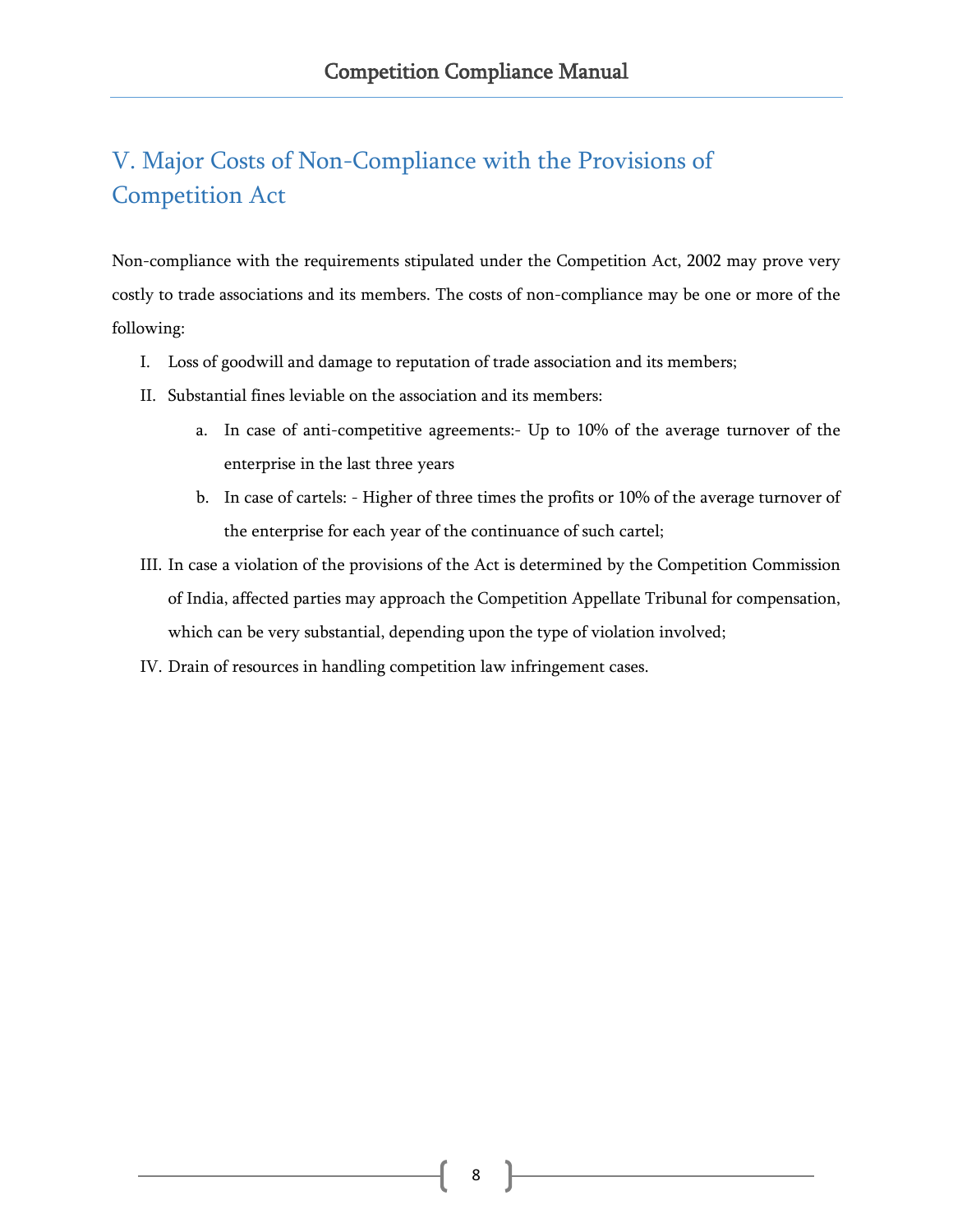## V. Major Costs of Non-Compliance with the Provisions of Competition Act

Non-compliance with the requirements stipulated under the Competition Act, 2002 may prove very costly to trade associations and its members. The costs of non-compliance may be one or more of the following:

I. Loss of goodwill and damage to reputation of trade association and its members;

II. Substantial fines leviable on the association and its members:

   a. In case of anti-competitive agreements:- Up to 10% of the average turnover of the enterprise in the last three years

   b. In case of cartels: - Higher of three times the profits or 10% of the average turnover of the enterprise for each year of the continuance of such cartel;

III. In case a violation of the provisions of the Act is determined by the Competition Commission of India, affected parties may approach the Competition Appellate Tribunal for compensation, which can be very substantial, depending upon the type of violation involved;

IV. Drain of resources in handling competition law infringement cases.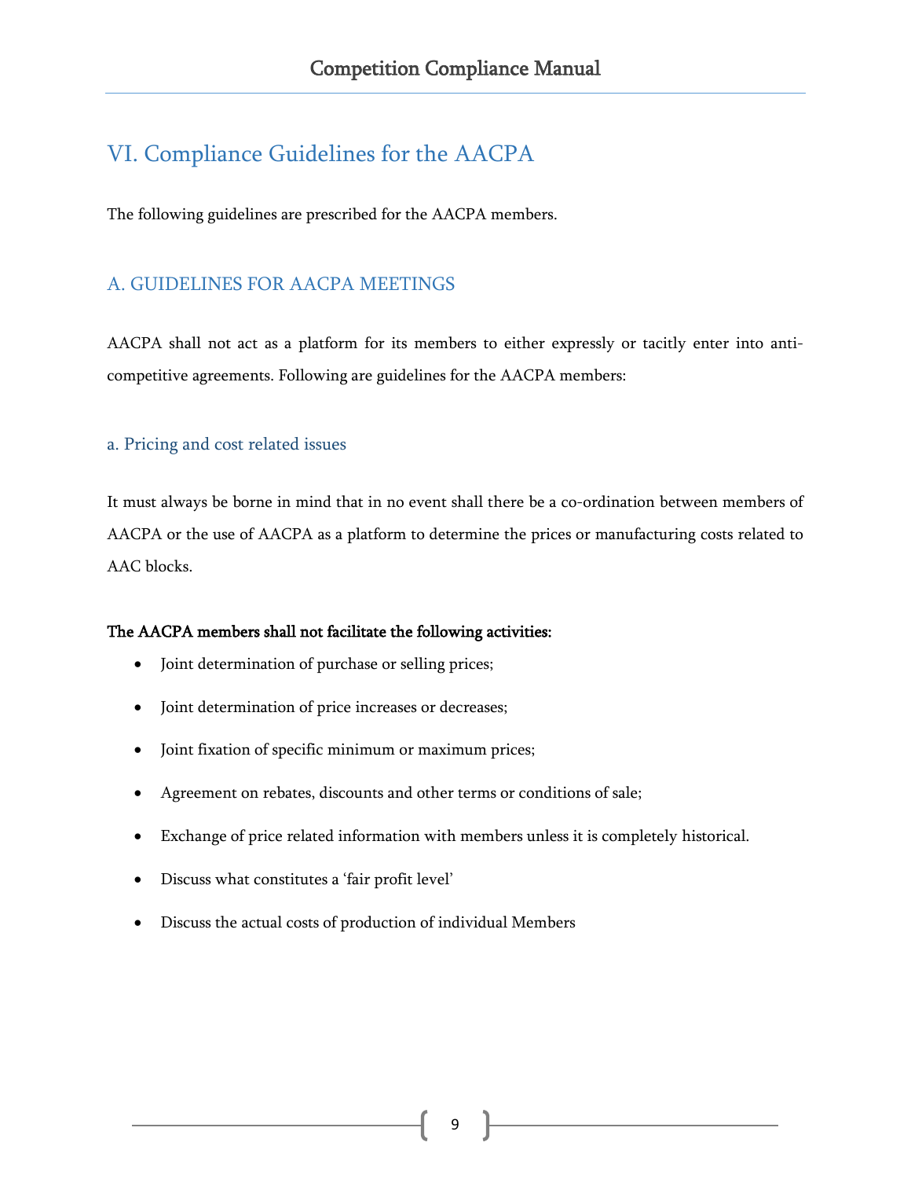## VI. Compliance Guidelines for the AACPA

The following guidelines are prescribed for the AACPA members.

### A. GUIDELINES FOR AACPA MEETINGS

AACPA shall not act as a platform for its members to either expressly or tacitly enter into anti-competitive agreements. Following are guidelines for the AACPA members:

#### a. Pricing and cost related issues

It must always be borne in mind that in no event shall there be a co-ordination between members of AACPA or the use of AACPA as a platform to determine the prices or manufacturing costs related to AAC blocks.

**The AACPA members shall not facilitate the following activities:**

- Joint determination of purchase or selling prices;
- Joint determination of price increases or decreases;
- Joint fixation of specific minimum or maximum prices;
- Agreement on rebates, discounts and other terms or conditions of sale;
- Exchange of price related information with members unless it is completely historical.
- Discuss what constitutes a 'fair profit level'
- Discuss the actual costs of production of individual Members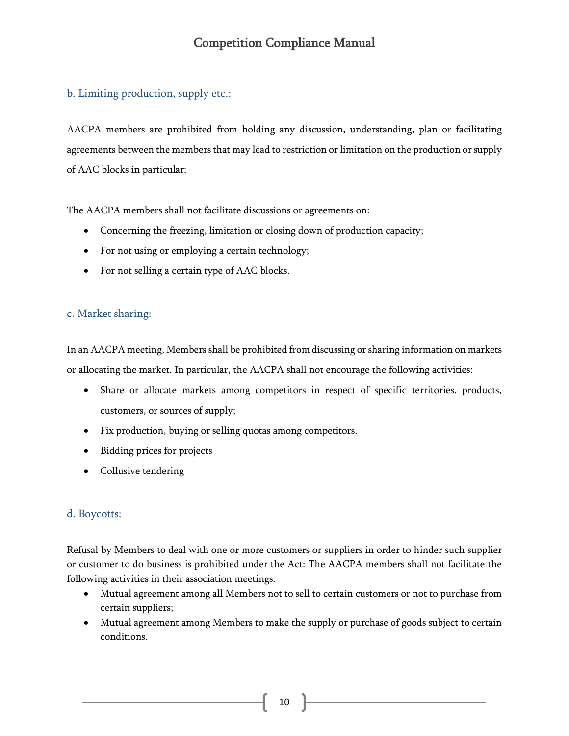### b. Limiting production, supply etc.:

AACPA members are prohibited from holding any discussion, understanding, plan or facilitating agreements between the members that may lead to restriction or limitation on the production or supply of AAC blocks in particular:

The AACPA members shall not facilitate discussions or agreements on:

- Concerning the freezing, limitation or closing down of production capacity;
- For not using or employing a certain technology;
- For not selling a certain type of AAC blocks.

### c. Market sharing:

In an AACPA meeting, Members shall be prohibited from discussing or sharing information on markets or allocating the market. In particular, the AACPA shall not encourage the following activities:

- Share or allocate markets among competitors in respect of specific territories, products, customers, or sources of supply;
- Fix production, buying or selling quotas among competitors.
- Bidding prices for projects
- Collusive tendering

### d. Boycotts:

Refusal by Members to deal with one or more customers or suppliers in order to hinder such supplier or customer to do business is prohibited under the Act: The AACPA members shall not facilitate the following activities in their association meetings:

- Mutual agreement among all Members not to sell to certain customers or not to purchase from certain suppliers;
- Mutual agreement among Members to make the supply or purchase of goods subject to certain conditions.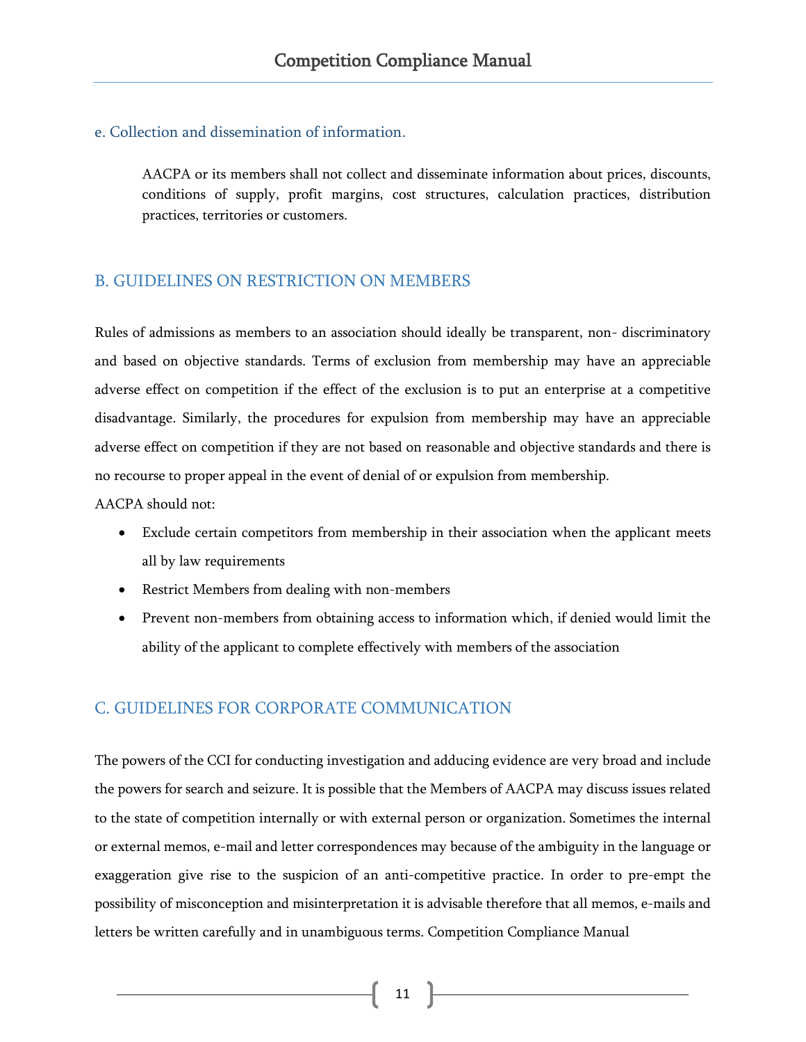### e. Collection and dissemination of information.

AACPA or its members shall not collect and disseminate information about prices, discounts, conditions of supply, profit margins, cost structures, calculation practices, distribution practices, territories or customers.

## B. GUIDELINES ON RESTRICTION ON MEMBERS

Rules of admissions as members to an association should ideally be transparent, non- discriminatory and based on objective standards. Terms of exclusion from membership may have an appreciable adverse effect on competition if the effect of the exclusion is to put an enterprise at a competitive disadvantage. Similarly, the procedures for expulsion from membership may have an appreciable adverse effect on competition if they are not based on reasonable and objective standards and there is no recourse to proper appeal in the event of denial of or expulsion from membership.

AACPA should not:

- Exclude certain competitors from membership in their association when the applicant meets all by law requirements
- Restrict Members from dealing with non-members
- Prevent non-members from obtaining access to information which, if denied would limit the ability of the applicant to complete effectively with members of the association

## C. GUIDELINES FOR CORPORATE COMMUNICATION

The powers of the CCI for conducting investigation and adducing evidence are very broad and include the powers for search and seizure. It is possible that the Members of AACPA may discuss issues related to the state of competition internally or with external person or organization. Sometimes the internal or external memos, e-mail and letter correspondences may because of the ambiguity in the language or exaggeration give rise to the suspicion of an anti-competitive practice. In order to pre-empt the possibility of misconception and misinterpretation it is advisable therefore that all memos, e-mails and letters be written carefully and in unambiguous terms. Competition Compliance Manual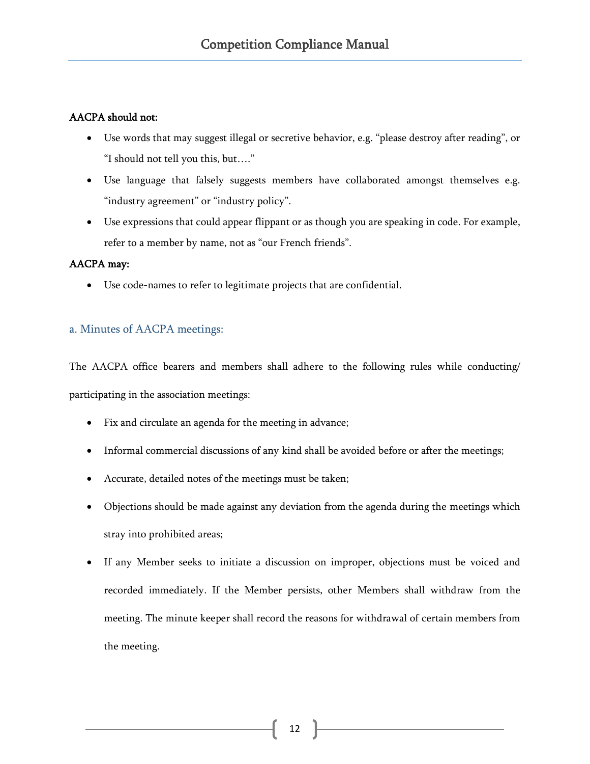**AACPA should not:**

- Use words that may suggest illegal or secretive behavior, e.g. "please destroy after reading", or "I should not tell you this, but…."
- Use language that falsely suggests members have collaborated amongst themselves e.g. "industry agreement" or "industry policy".
- Use expressions that could appear flippant or as though you are speaking in code. For example, refer to a member by name, not as "our French friends".

**AACPA may:**

- Use code-names to refer to legitimate projects that are confidential.

### a. Minutes of AACPA meetings:

The AACPA office bearers and members shall adhere to the following rules while conducting/ participating in the association meetings:

- Fix and circulate an agenda for the meeting in advance;
- Informal commercial discussions of any kind shall be avoided before or after the meetings;
- Accurate, detailed notes of the meetings must be taken;
- Objections should be made against any deviation from the agenda during the meetings which stray into prohibited areas;
- If any Member seeks to initiate a discussion on improper, objections must be voiced and recorded immediately. If the Member persists, other Members shall withdraw from the meeting. The minute keeper shall record the reasons for withdrawal of certain members from the meeting.